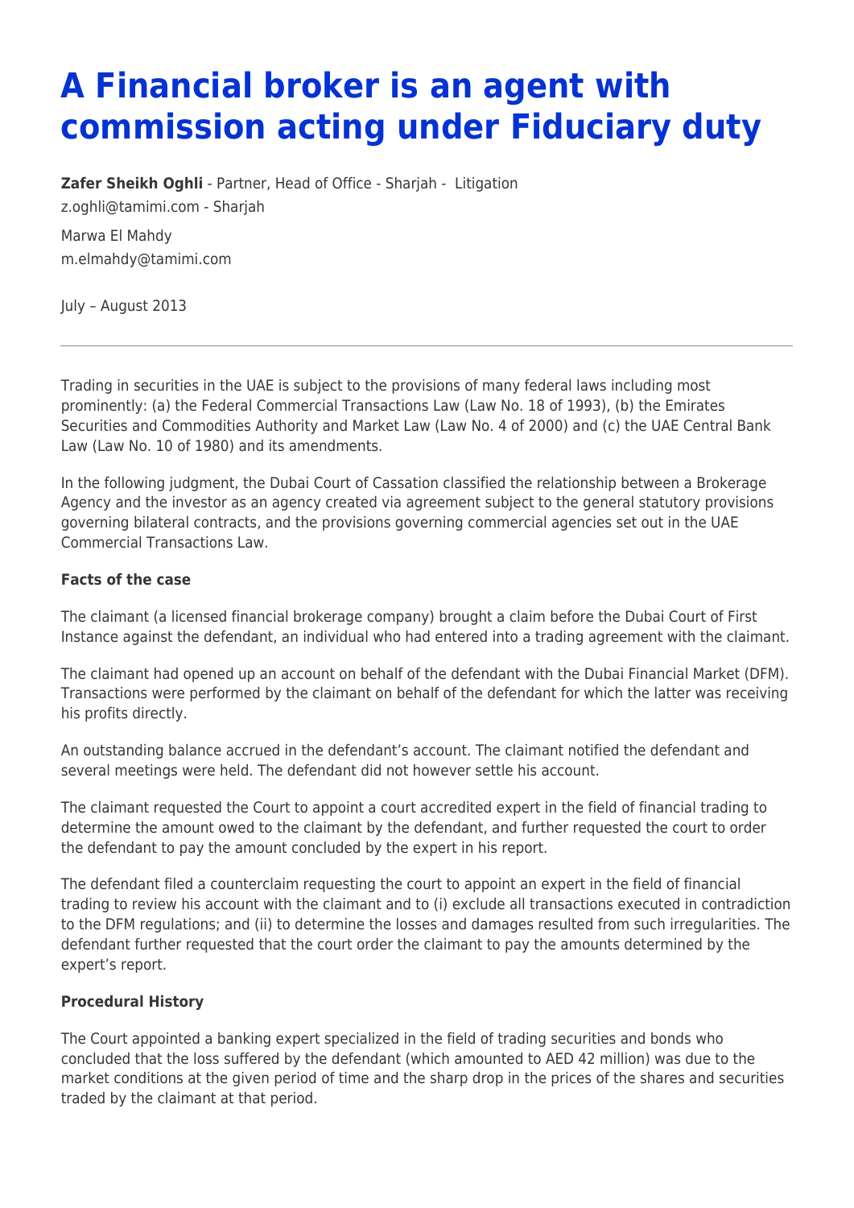# A Financial broker is an agent with commission acting under Fiduciary duty

**Zafer Sheikh Oghli** - Partner, Head of Office - Sharjah - Litigation
z.oghli@tamimi.com - Sharjah

Marwa El Mahdy
m.elmahdy@tamimi.com

July – August 2013

---

Trading in securities in the UAE is subject to the provisions of many federal laws including most prominently: (a) the Federal Commercial Transactions Law (Law No. 18 of 1993), (b) the Emirates Securities and Commodities Authority and Market Law (Law No. 4 of 2000) and (c) the UAE Central Bank Law (Law No. 10 of 1980) and its amendments.

In the following judgment, the Dubai Court of Cassation classified the relationship between a Brokerage Agency and the investor as an agency created via agreement subject to the general statutory provisions governing bilateral contracts, and the provisions governing commercial agencies set out in the UAE Commercial Transactions Law.

**Facts of the case**

The claimant (a licensed financial brokerage company) brought a claim before the Dubai Court of First Instance against the defendant, an individual who had entered into a trading agreement with the claimant.

The claimant had opened up an account on behalf of the defendant with the Dubai Financial Market (DFM). Transactions were performed by the claimant on behalf of the defendant for which the latter was receiving his profits directly.

An outstanding balance accrued in the defendant's account. The claimant notified the defendant and several meetings were held. The defendant did not however settle his account.

The claimant requested the Court to appoint a court accredited expert in the field of financial trading to determine the amount owed to the claimant by the defendant, and further requested the court to order the defendant to pay the amount concluded by the expert in his report.

The defendant filed a counterclaim requesting the court to appoint an expert in the field of financial trading to review his account with the claimant and to (i) exclude all transactions executed in contradiction to the DFM regulations; and (ii) to determine the losses and damages resulted from such irregularities. The defendant further requested that the court order the claimant to pay the amounts determined by the expert's report.

**Procedural History**

The Court appointed a banking expert specialized in the field of trading securities and bonds who concluded that the loss suffered by the defendant (which amounted to AED 42 million) was due to the market conditions at the given period of time and the sharp drop in the prices of the shares and securities traded by the claimant at that period.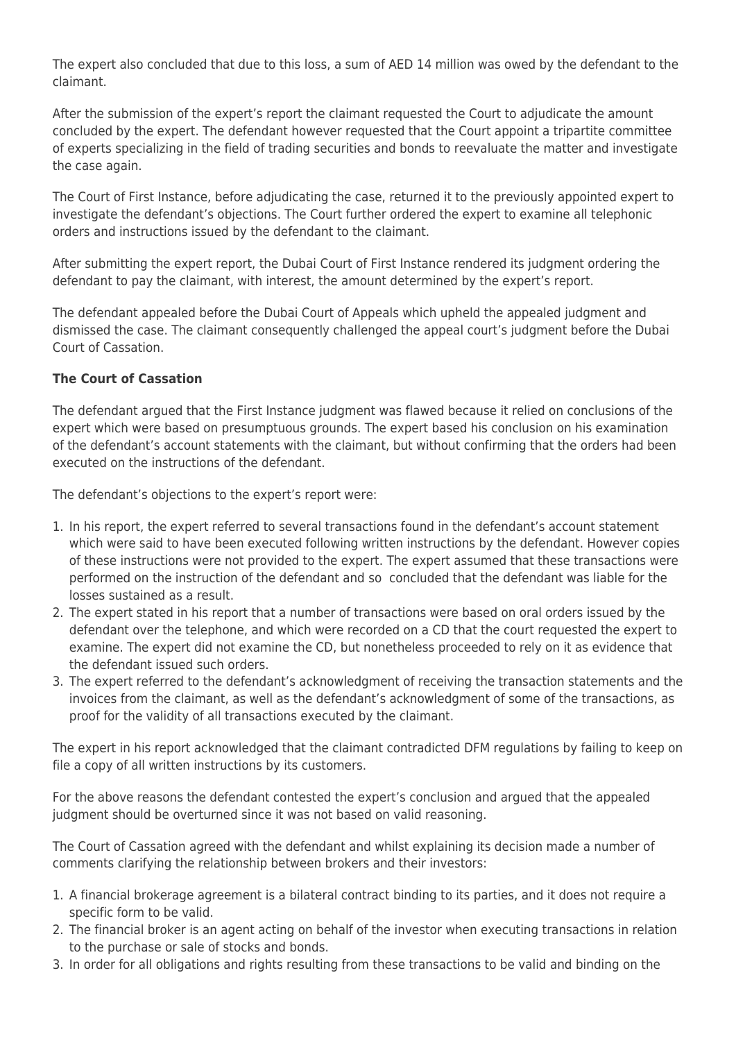The expert also concluded that due to this loss, a sum of AED 14 million was owed by the defendant to the claimant.

After the submission of the expert's report the claimant requested the Court to adjudicate the amount concluded by the expert. The defendant however requested that the Court appoint a tripartite committee of experts specializing in the field of trading securities and bonds to reevaluate the matter and investigate the case again.

The Court of First Instance, before adjudicating the case, returned it to the previously appointed expert to investigate the defendant's objections. The Court further ordered the expert to examine all telephonic orders and instructions issued by the defendant to the claimant.

After submitting the expert report, the Dubai Court of First Instance rendered its judgment ordering the defendant to pay the claimant, with interest, the amount determined by the expert's report.

The defendant appealed before the Dubai Court of Appeals which upheld the appealed judgment and dismissed the case. The claimant consequently challenged the appeal court's judgment before the Dubai Court of Cassation.

**The Court of Cassation**

The defendant argued that the First Instance judgment was flawed because it relied on conclusions of the expert which were based on presumptuous grounds. The expert based his conclusion on his examination of the defendant's account statements with the claimant, but without confirming that the orders had been executed on the instructions of the defendant.

The defendant's objections to the expert's report were:

1. In his report, the expert referred to several transactions found in the defendant's account statement which were said to have been executed following written instructions by the defendant. However copies of these instructions were not provided to the expert. The expert assumed that these transactions were performed on the instruction of the defendant and so concluded that the defendant was liable for the losses sustained as a result.
2. The expert stated in his report that a number of transactions were based on oral orders issued by the defendant over the telephone, and which were recorded on a CD that the court requested the expert to examine. The expert did not examine the CD, but nonetheless proceeded to rely on it as evidence that the defendant issued such orders.
3. The expert referred to the defendant's acknowledgment of receiving the transaction statements and the invoices from the claimant, as well as the defendant's acknowledgment of some of the transactions, as proof for the validity of all transactions executed by the claimant.

The expert in his report acknowledged that the claimant contradicted DFM regulations by failing to keep on file a copy of all written instructions by its customers.

For the above reasons the defendant contested the expert's conclusion and argued that the appealed judgment should be overturned since it was not based on valid reasoning.

The Court of Cassation agreed with the defendant and whilst explaining its decision made a number of comments clarifying the relationship between brokers and their investors:

1. A financial brokerage agreement is a bilateral contract binding to its parties, and it does not require a specific form to be valid.
2. The financial broker is an agent acting on behalf of the investor when executing transactions in relation to the purchase or sale of stocks and bonds.
3. In order for all obligations and rights resulting from these transactions to be valid and binding on the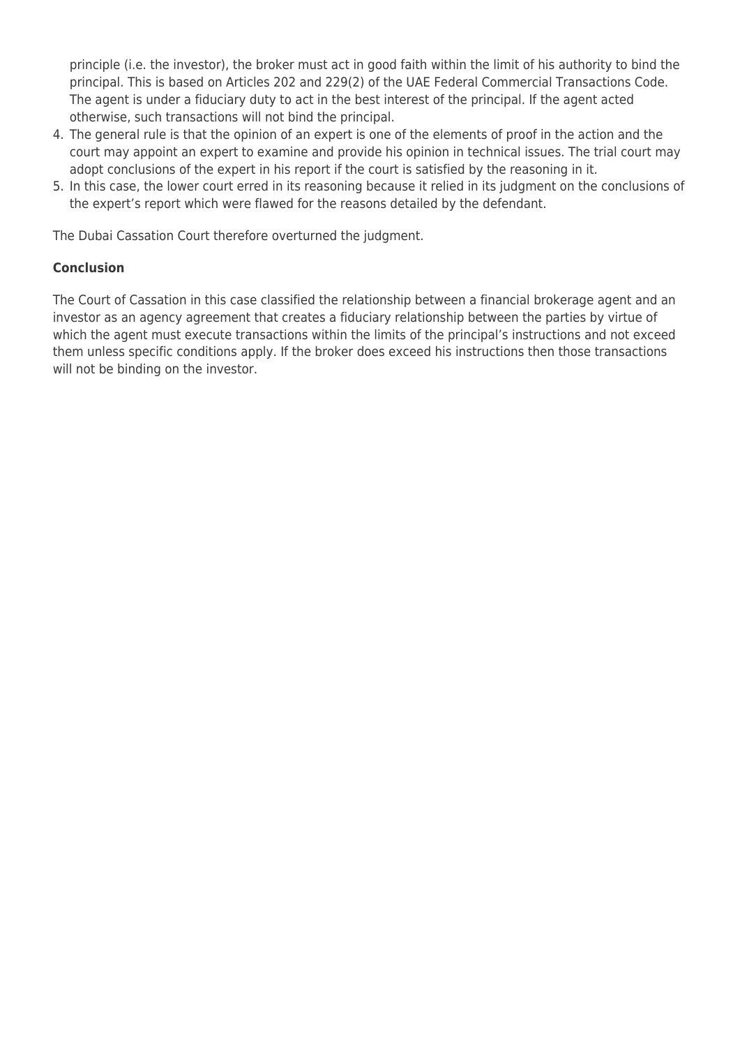principle (i.e. the investor), the broker must act in good faith within the limit of his authority to bind the principal. This is based on Articles 202 and 229(2) of the UAE Federal Commercial Transactions Code. The agent is under a fiduciary duty to act in the best interest of the principal. If the agent acted otherwise, such transactions will not bind the principal.

4. The general rule is that the opinion of an expert is one of the elements of proof in the action and the court may appoint an expert to examine and provide his opinion in technical issues. The trial court may adopt conclusions of the expert in his report if the court is satisfied by the reasoning in it.
5. In this case, the lower court erred in its reasoning because it relied in its judgment on the conclusions of the expert's report which were flawed for the reasons detailed by the defendant.

The Dubai Cassation Court therefore overturned the judgment.

**Conclusion**

The Court of Cassation in this case classified the relationship between a financial brokerage agent and an investor as an agency agreement that creates a fiduciary relationship between the parties by virtue of which the agent must execute transactions within the limits of the principal's instructions and not exceed them unless specific conditions apply. If the broker does exceed his instructions then those transactions will not be binding on the investor.